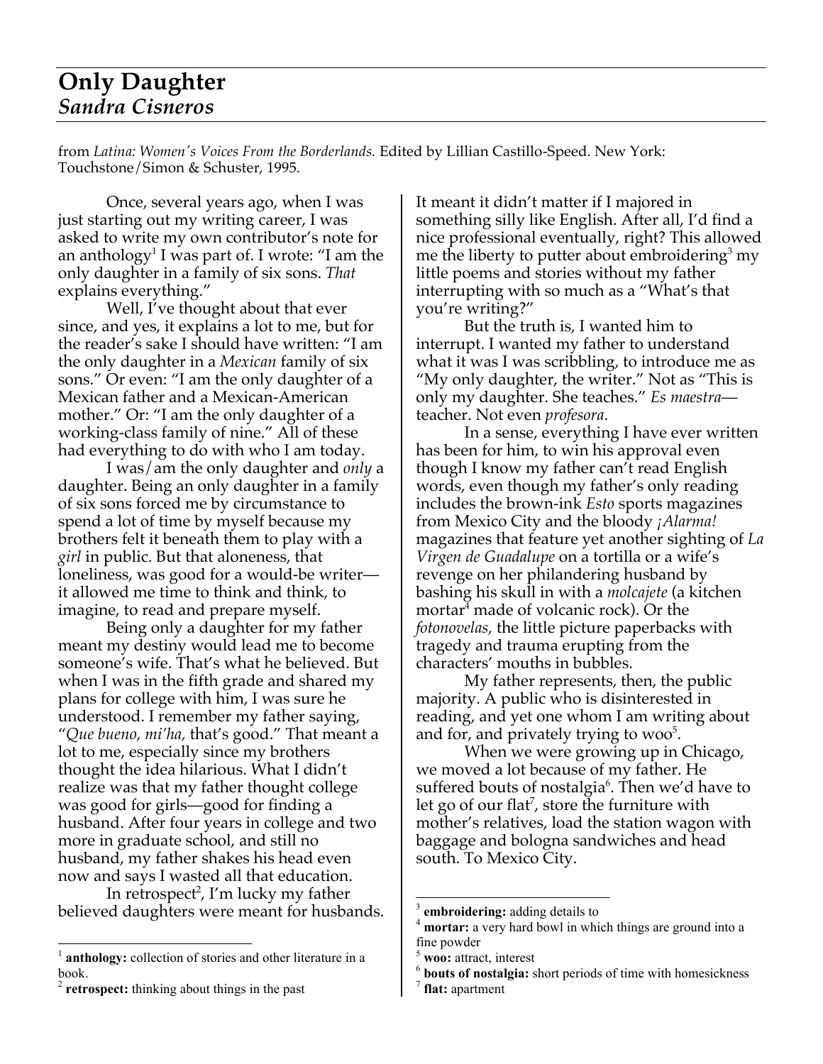# Only Daughter
## *Sandra Cisneros*

from *Latina: Women's Voices From the Borderlands.* Edited by Lillian Castillo-Speed. New York: Touchstone/Simon & Schuster, 1995.

Once, several years ago, when I was just starting out my writing career, I was asked to write my own contributor's note for an anthology[1] I was part of. I wrote: "I am the only daughter in a family of six sons. *That* explains everything."

Well, I've thought about that ever since, and yes, it explains a lot to me, but for the reader's sake I should have written: "I am the only daughter in a *Mexican* family of six sons." Or even: "I am the only daughter of a Mexican father and a Mexican-American mother." Or: "I am the only daughter of a working-class family of nine." All of these had everything to do with who I am today.

I was/am the only daughter and *only* a daughter. Being an only daughter in a family of six sons forced me by circumstance to spend a lot of time by myself because my brothers felt it beneath them to play with a *girl* in public. But that aloneness, that loneliness, was good for a would-be writer—it allowed me time to think and think, to imagine, to read and prepare myself.

Being only a daughter for my father meant my destiny would lead me to become someone's wife. That's what he believed. But when I was in the fifth grade and shared my plans for college with him, I was sure he understood. I remember my father saying, "*Que bueno, mi'ha,* that's good." That meant a lot to me, especially since my brothers thought the idea hilarious. What I didn't realize was that my father thought college was good for girls—good for finding a husband. After four years in college and two more in graduate school, and still no husband, my father shakes his head even now and says I wasted all that education.

In retrospect[2], I'm lucky my father believed daughters were meant for husbands. It meant it didn't matter if I majored in something silly like English. After all, I'd find a nice professional eventually, right? This allowed me the liberty to putter about embroidering[3] my little poems and stories without my father interrupting with so much as a "What's that you're writing?"

But the truth is, I wanted him to interrupt. I wanted my father to understand what it was I was scribbling, to introduce me as "My only daughter, the writer." Not as "This is only my daughter. She teaches." *Es maestra*—teacher. Not even *profesora*.

In a sense, everything I have ever written has been for him, to win his approval even though I know my father can't read English words, even though my father's only reading includes the brown-ink *Esto* sports magazines from Mexico City and the bloody *¡Alarma!* magazines that feature yet another sighting of *La Virgen de Guadalupe* on a tortilla or a wife's revenge on her philandering husband by bashing his skull in with a *molcajete* (a kitchen mortar[4] made of volcanic rock). Or the *fotonovelas,* the little picture paperbacks with tragedy and trauma erupting from the characters' mouths in bubbles.

My father represents, then, the public majority. A public who is disinterested in reading, and yet one whom I am writing about and for, and privately trying to woo[5].

When we were growing up in Chicago, we moved a lot because of my father. He suffered bouts of nostalgia[6]. Then we'd have to let go of our flat[7], store the furniture with mother's relatives, load the station wagon with baggage and bologna sandwiches and head south. To Mexico City.

---

[1] **anthology:** collection of stories and other literature in a book.

[2] **retrospect:** thinking about things in the past

[3] **embroidering:** adding details to

[4] **mortar:** a very hard bowl in which things are ground into a fine powder

[5] **woo:** attract, interest

[6] **bouts of nostalgia:** short periods of time with homesickness

[7] **flat:** apartment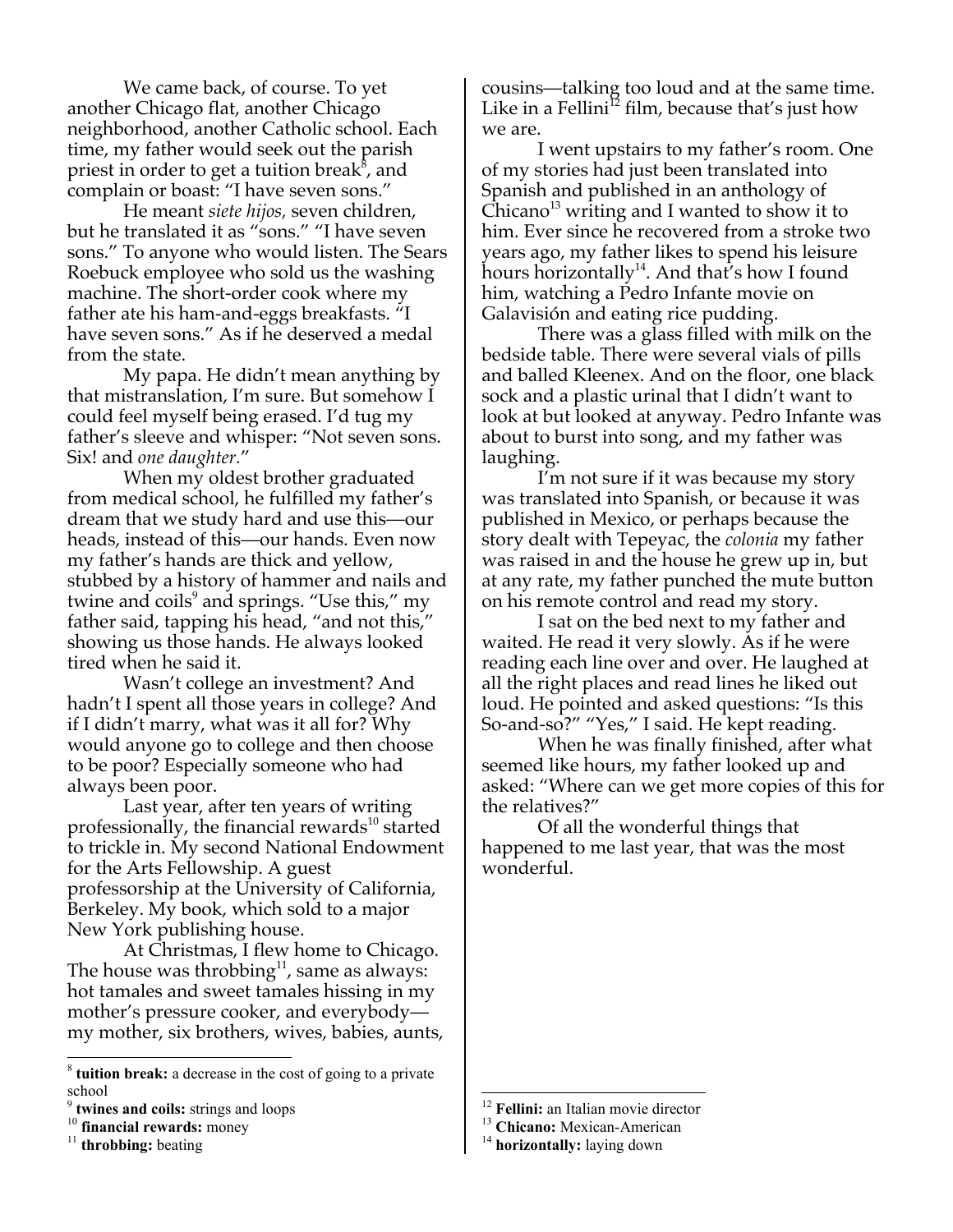We came back, of course. To yet another Chicago flat, another Chicago neighborhood, another Catholic school. Each time, my father would seek out the parish priest in order to get a tuition break[8], and complain or boast: "I have seven sons."

He meant *siete hijos,* seven children, but he translated it as "sons." "I have seven sons." To anyone who would listen. The Sears Roebuck employee who sold us the washing machine. The short-order cook where my father ate his ham-and-eggs breakfasts. "I have seven sons." As if he deserved a medal from the state.

My papa. He didn't mean anything by that mistranslation, I'm sure. But somehow I could feel myself being erased. I'd tug my father's sleeve and whisper: "Not seven sons. Six! and *one daughter*."

When my oldest brother graduated from medical school, he fulfilled my father's dream that we study hard and use this—our heads, instead of this—our hands. Even now my father's hands are thick and yellow, stubbed by a history of hammer and nails and twine and coils[9] and springs. "Use this," my father said, tapping his head, "and not this," showing us those hands. He always looked tired when he said it.

Wasn't college an investment? And hadn't I spent all those years in college? And if I didn't marry, what was it all for? Why would anyone go to college and then choose to be poor? Especially someone who had always been poor.

Last year, after ten years of writing professionally, the financial rewards[10] started to trickle in. My second National Endowment for the Arts Fellowship. A guest professorship at the University of California, Berkeley. My book, which sold to a major New York publishing house.

At Christmas, I flew home to Chicago. The house was throbbing[11], same as always: hot tamales and sweet tamales hissing in my mother's pressure cooker, and everybody—my mother, six brothers, wives, babies, aunts, cousins—talking too loud and at the same time. Like in a Fellini[12] film, because that's just how we are.

I went upstairs to my father's room. One of my stories had just been translated into Spanish and published in an anthology of Chicano[13] writing and I wanted to show it to him. Ever since he recovered from a stroke two years ago, my father likes to spend his leisure hours horizontally[14]. And that's how I found him, watching a Pedro Infante movie on Galavisión and eating rice pudding.

There was a glass filled with milk on the bedside table. There were several vials of pills and balled Kleenex. And on the floor, one black sock and a plastic urinal that I didn't want to look at but looked at anyway. Pedro Infante was about to burst into song, and my father was laughing.

I'm not sure if it was because my story was translated into Spanish, or because it was published in Mexico, or perhaps because the story dealt with Tepeyac, the *colonia* my father was raised in and the house he grew up in, but at any rate, my father punched the mute button on his remote control and read my story.

I sat on the bed next to my father and waited. He read it very slowly. As if he were reading each line over and over. He laughed at all the right places and read lines he liked out loud. He pointed and asked questions: "Is this So-and-so?" "Yes," I said. He kept reading.

When he was finally finished, after what seemed like hours, my father looked up and asked: "Where can we get more copies of this for the relatives?"

Of all the wonderful things that happened to me last year, that was the most wonderful.

---

[8] **tuition break:** a decrease in the cost of going to a private school

[9] **twines and coils:** strings and loops

[10] **financial rewards:** money

[11] **throbbing:** beating

[12] **Fellini:** an Italian movie director

[13] **Chicano:** Mexican-American

[14] **horizontally:** laying down